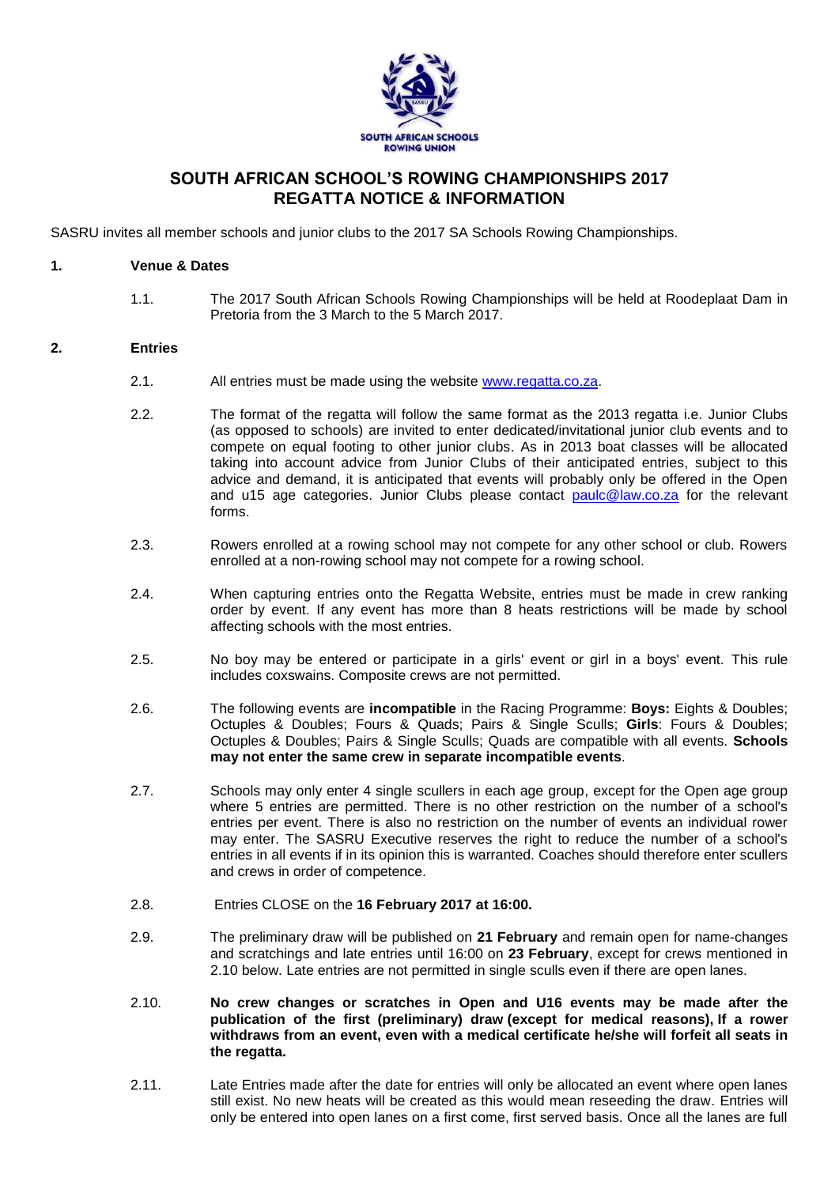# SOUTH AFRICAN SCHOOL'S ROWING CHAMPIONSHIPS 2017
# REGATTA NOTICE & INFORMATION

SASRU invites all member schools and junior clubs to the 2017 SA Schools Rowing Championships.

**1. Venue & Dates**

1.1. The 2017 South African Schools Rowing Championships will be held at Roodeplaat Dam in Pretoria from the 3 March to the 5 March 2017.

**2. Entries**

2.1. All entries must be made using the website www.regatta.co.za.

2.2. The format of the regatta will follow the same format as the 2013 regatta i.e. Junior Clubs (as opposed to schools) are invited to enter dedicated/invitational junior club events and to compete on equal footing to other junior clubs. As in 2013 boat classes will be allocated taking into account advice from Junior Clubs of their anticipated entries, subject to this advice and demand, it is anticipated that events will probably only be offered in the Open and u15 age categories. Junior Clubs please contact paulc@law.co.za for the relevant forms.

2.3. Rowers enrolled at a rowing school may not compete for any other school or club. Rowers enrolled at a non-rowing school may not compete for a rowing school.

2.4. When capturing entries onto the Regatta Website, entries must be made in crew ranking order by event. If any event has more than 8 heats restrictions will be made by school affecting schools with the most entries.

2.5. No boy may be entered or participate in a girls' event or girl in a boys' event. This rule includes coxswains. Composite crews are not permitted.

2.6. The following events are **incompatible** in the Racing Programme: **Boys:** Eights & Doubles; Octuples & Doubles; Fours & Quads; Pairs & Single Sculls; **Girls**: Fours & Doubles; Octuples & Doubles; Pairs & Single Sculls; Quads are compatible with all events. **Schools may not enter the same crew in separate incompatible events**.

2.7. Schools may only enter 4 single scullers in each age group, except for the Open age group where 5 entries are permitted. There is no other restriction on the number of a school's entries per event. There is also no restriction on the number of events an individual rower may enter. The SASRU Executive reserves the right to reduce the number of a school's entries in all events if in its opinion this is warranted. Coaches should therefore enter scullers and crews in order of competence.

2.8. Entries CLOSE on the **16 February 2017 at 16:00.**

2.9. The preliminary draw will be published on **21 February** and remain open for name-changes and scratchings and late entries until 16:00 on **23 February**, except for crews mentioned in 2.10 below. Late entries are not permitted in single sculls even if there are open lanes.

2.10. **No crew changes or scratches in Open and U16 events may be made after the publication of the first (preliminary) draw (except for medical reasons), If a rower withdraws from an event, even with a medical certificate he/she will forfeit all seats in the regatta.**

2.11. Late Entries made after the date for entries will only be allocated an event where open lanes still exist. No new heats will be created as this would mean reseeding the draw. Entries will only be entered into open lanes on a first come, first served basis. Once all the lanes are full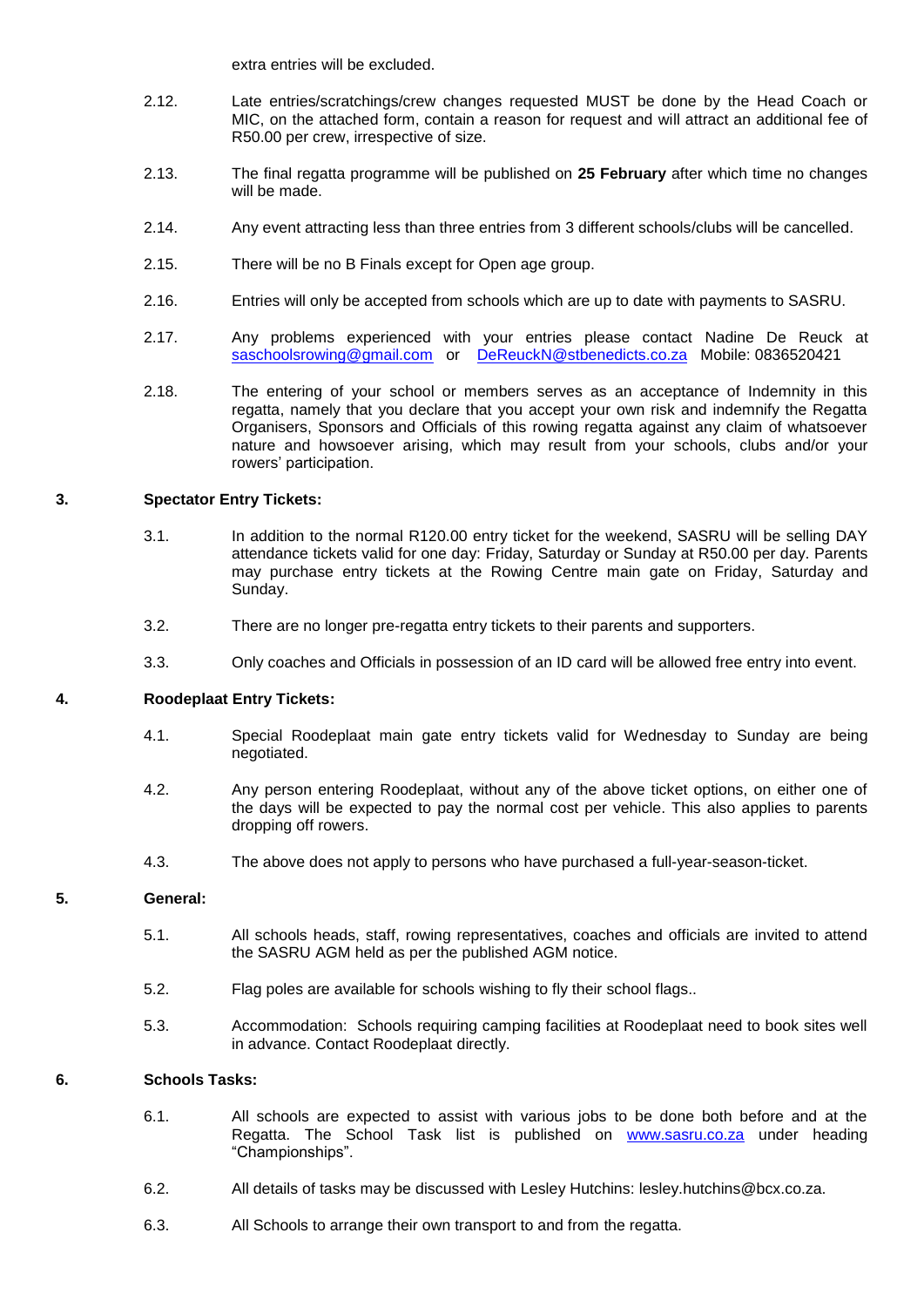extra entries will be excluded.

2.12. Late entries/scratchings/crew changes requested MUST be done by the Head Coach or MIC, on the attached form, contain a reason for request and will attract an additional fee of R50.00 per crew, irrespective of size.

2.13. The final regatta programme will be published on **25 February** after which time no changes will be made.

2.14. Any event attracting less than three entries from 3 different schools/clubs will be cancelled.

2.15. There will be no B Finals except for Open age group.

2.16. Entries will only be accepted from schools which are up to date with payments to SASRU.

2.17. Any problems experienced with your entries please contact Nadine De Reuck at saschoolsrowing@gmail.com or DeReuckN@stbenedicts.co.za Mobile: 0836520421

2.18. The entering of your school or members serves as an acceptance of Indemnity in this regatta, namely that you declare that you accept your own risk and indemnify the Regatta Organisers, Sponsors and Officials of this rowing regatta against any claim of whatsoever nature and howsoever arising, which may result from your schools, clubs and/or your rowers' participation.

## 3. Spectator Entry Tickets:

3.1. In addition to the normal R120.00 entry ticket for the weekend, SASRU will be selling DAY attendance tickets valid for one day: Friday, Saturday or Sunday at R50.00 per day. Parents may purchase entry tickets at the Rowing Centre main gate on Friday, Saturday and Sunday.

3.2. There are no longer pre-regatta entry tickets to their parents and supporters.

3.3. Only coaches and Officials in possession of an ID card will be allowed free entry into event.

## 4. Roodeplaat Entry Tickets:

4.1. Special Roodeplaat main gate entry tickets valid for Wednesday to Sunday are being negotiated.

4.2. Any person entering Roodeplaat, without any of the above ticket options, on either one of the days will be expected to pay the normal cost per vehicle. This also applies to parents dropping off rowers.

4.3. The above does not apply to persons who have purchased a full-year-season-ticket.

## 5. General:

5.1. All schools heads, staff, rowing representatives, coaches and officials are invited to attend the SASRU AGM held as per the published AGM notice.

5.2. Flag poles are available for schools wishing to fly their school flags..

5.3. Accommodation: Schools requiring camping facilities at Roodeplaat need to book sites well in advance. Contact Roodeplaat directly.

## 6. Schools Tasks:

6.1. All schools are expected to assist with various jobs to be done both before and at the Regatta. The School Task list is published on www.sasru.co.za under heading "Championships".

6.2. All details of tasks may be discussed with Lesley Hutchins: lesley.hutchins@bcx.co.za.

6.3. All Schools to arrange their own transport to and from the regatta.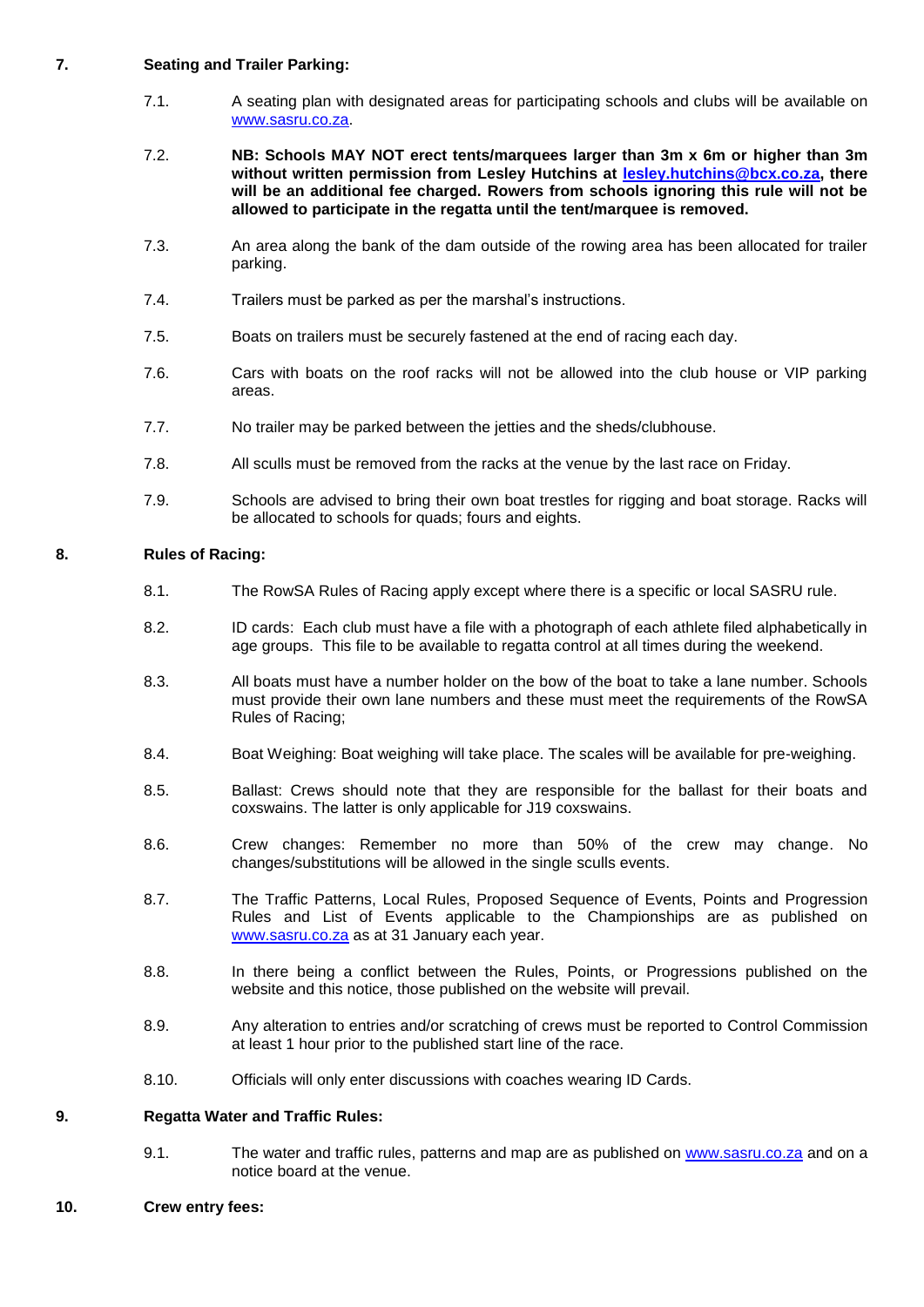## 7. Seating and Trailer Parking:

7.1. A seating plan with designated areas for participating schools and clubs will be available on [www.sasru.co.za](http://www.sasru.co.za).

7.2. **NB: Schools MAY NOT erect tents/marquees larger than 3m x 6m or higher than 3m without written permission from Lesley Hutchins at [lesley.hutchins@bcx.co.za](mailto:lesley.hutchins@bcx.co.za), there will be an additional fee charged. Rowers from schools ignoring this rule will not be allowed to participate in the regatta until the tent/marquee is removed.**

7.3. An area along the bank of the dam outside of the rowing area has been allocated for trailer parking.

7.4. Trailers must be parked as per the marshal's instructions.

7.5. Boats on trailers must be securely fastened at the end of racing each day.

7.6. Cars with boats on the roof racks will not be allowed into the club house or VIP parking areas.

7.7. No trailer may be parked between the jetties and the sheds/clubhouse.

7.8. All sculls must be removed from the racks at the venue by the last race on Friday.

7.9. Schools are advised to bring their own boat trestles for rigging and boat storage. Racks will be allocated to schools for quads; fours and eights.

## 8. Rules of Racing:

8.1. The RowSA Rules of Racing apply except where there is a specific or local SASRU rule.

8.2. ID cards: Each club must have a file with a photograph of each athlete filed alphabetically in age groups. This file to be available to regatta control at all times during the weekend.

8.3. All boats must have a number holder on the bow of the boat to take a lane number. Schools must provide their own lane numbers and these must meet the requirements of the RowSA Rules of Racing;

8.4. Boat Weighing: Boat weighing will take place. The scales will be available for pre-weighing.

8.5. Ballast: Crews should note that they are responsible for the ballast for their boats and coxswains. The latter is only applicable for J19 coxswains.

8.6. Crew changes: Remember no more than 50% of the crew may change. No changes/substitutions will be allowed in the single sculls events.

8.7. The Traffic Patterns, Local Rules, Proposed Sequence of Events, Points and Progression Rules and List of Events applicable to the Championships are as published on [www.sasru.co.za](http://www.sasru.co.za) as at 31 January each year.

8.8. In there being a conflict between the Rules, Points, or Progressions published on the website and this notice, those published on the website will prevail.

8.9. Any alteration to entries and/or scratching of crews must be reported to Control Commission at least 1 hour prior to the published start line of the race.

8.10. Officials will only enter discussions with coaches wearing ID Cards.

## 9. Regatta Water and Traffic Rules:

9.1. The water and traffic rules, patterns and map are as published on [www.sasru.co.za](http://www.sasru.co.za) and on a notice board at the venue.

## 10. Crew entry fees: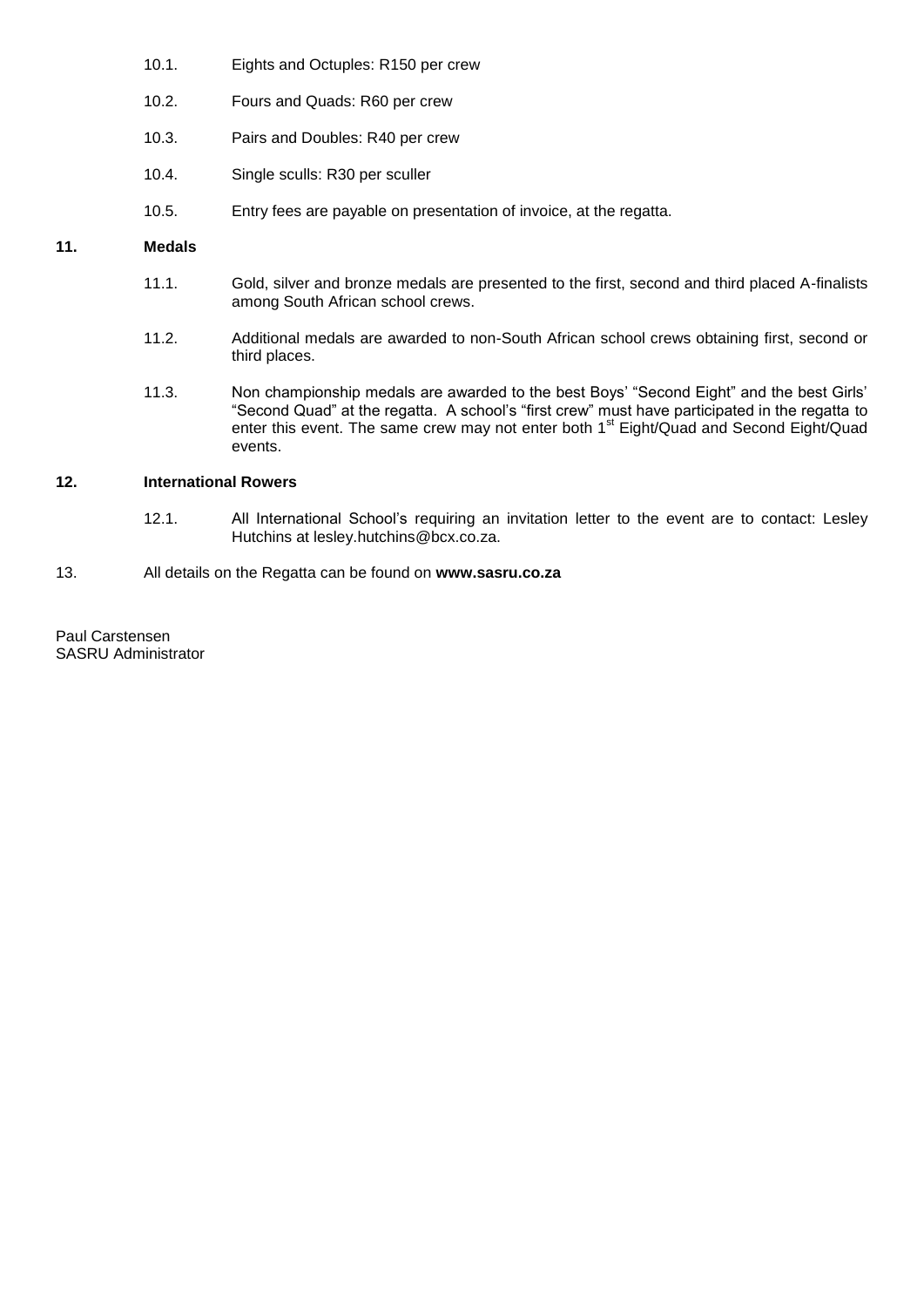10.1. Eights and Octuples: R150 per crew

10.2. Fours and Quads: R60 per crew

10.3. Pairs and Doubles: R40 per crew

10.4. Single sculls: R30 per sculler

10.5. Entry fees are payable on presentation of invoice, at the regatta.

## 11. Medals

11.1. Gold, silver and bronze medals are presented to the first, second and third placed A-finalists among South African school crews.

11.2. Additional medals are awarded to non-South African school crews obtaining first, second or third places.

11.3. Non championship medals are awarded to the best Boys' "Second Eight" and the best Girls' "Second Quad" at the regatta. A school's "first crew" must have participated in the regatta to enter this event. The same crew may not enter both 1st Eight/Quad and Second Eight/Quad events.

## 12. International Rowers

12.1. All International School's requiring an invitation letter to the event are to contact: Lesley Hutchins at lesley.hutchins@bcx.co.za.

13. All details on the Regatta can be found on **www.sasru.co.za**

Paul Carstensen
SASRU Administrator